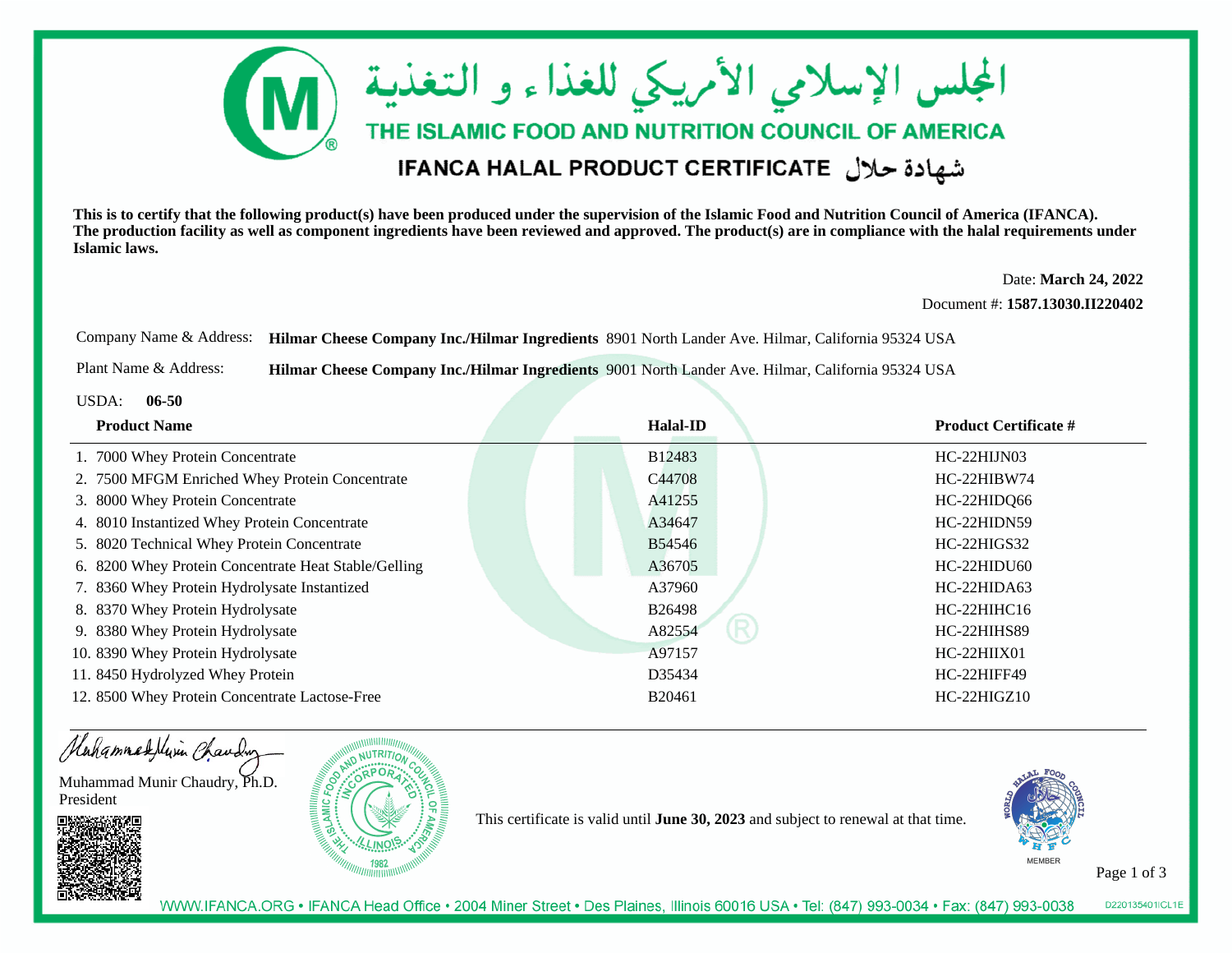# المجلس الإسلامي الأمريكي للغذاء و التغذية

## THE ISLAMIC FOOD AND NUTRITION COUNCIL OF AMERICA

## IFANCA HALAL PRODUCT CERTIFICATE شهادة حلال

**This is to certify that the following product(s) have been produced under the supervision of the Islamic Food and Nutrition Council of America (IFANCA). The production facility as well as component ingredients have been reviewed and approved. The product(s) are in compliance with the halal requirements under Islamic laws.**

Date: **March 24, 2022**

Document #: **1587.13030.II220402**

Company Name & Address: **Hilmar Cheese Company Inc./Hilmar Ingredients** 8901 North Lander Ave. Hilmar, California 95324 USA

Plant Name & Address: **Hilmar Cheese Company Inc./Hilmar Ingredients** 9001 North Lander Ave. Hilmar, California 95324 USA

USDA: **06-50**

| Product Name | Halal-ID | Product Certificate # |
|---|---|---|
| 1. 7000 Whey Protein Concentrate | B12483 | HC-22HIJN03 |
| 2. 7500 MFGM Enriched Whey Protein Concentrate | C44708 | HC-22HIBW74 |
| 3. 8000 Whey Protein Concentrate | A41255 | HC-22HIDQ66 |
| 4. 8010 Instantized Whey Protein Concentrate | A34647 | HC-22HIDN59 |
| 5. 8020 Technical Whey Protein Concentrate | B54546 | HC-22HIGS32 |
| 6. 8200 Whey Protein Concentrate Heat Stable/Gelling | A36705 | HC-22HIDU60 |
| 7. 8360 Whey Protein Hydrolysate Instantized | A37960 | HC-22HIDA63 |
| 8. 8370 Whey Protein Hydrolysate | B26498 | HC-22HIHC16 |
| 9. 8380 Whey Protein Hydrolysate | A82554 | HC-22HIHS89 |
| 10. 8390 Whey Protein Hydrolysate | A97157 | HC-22HIIX01 |
| 11. 8450 Hydrolyzed Whey Protein | D35434 | HC-22HIFF49 |
| 12. 8500 Whey Protein Concentrate Lactose-Free | B20461 | HC-22HIGZ10 |

Muhammad Munir Chaudry, Ph.D.
President

This certificate is valid until **June 30, 2023** and subject to renewal at that time.

MEMBER

WWW.IFANCA.ORG • IFANCA Head Office • 2004 Miner Street • Des Plaines, Illinois 60016 USA • Tel: (847) 993-0034 • Fax: (847) 993-0038

D220135401|CL1E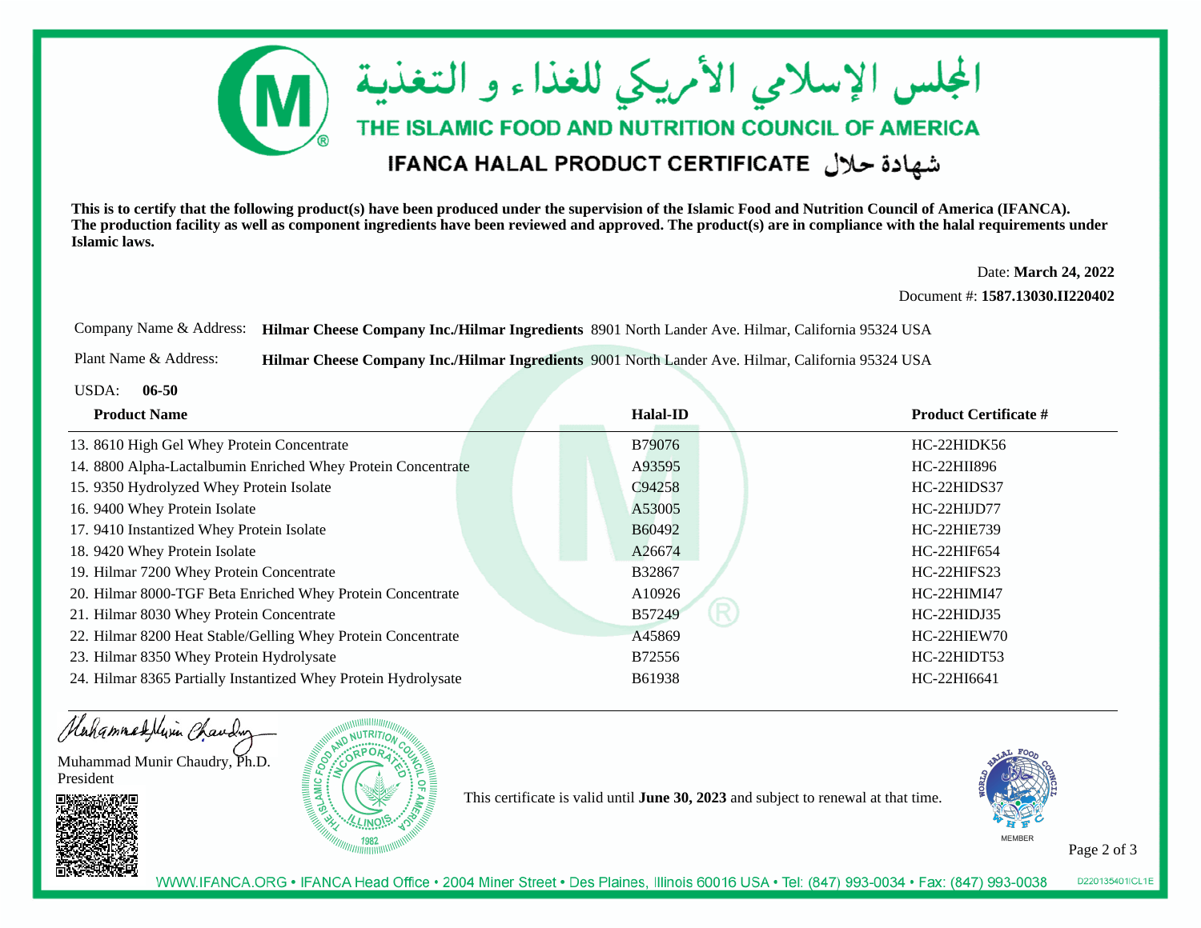# المجلس الإسلامي الأمريكي للغذاء و التغذية

## THE ISLAMIC FOOD AND NUTRITION COUNCIL OF AMERICA

### IFANCA HALAL PRODUCT CERTIFICATE شهادة حلال

**This is to certify that the following product(s) have been produced under the supervision of the Islamic Food and Nutrition Council of America (IFANCA). The production facility as well as component ingredients have been reviewed and approved. The product(s) are in compliance with the halal requirements under Islamic laws.**

Date: **March 24, 2022**

Document #: **1587.13030.II220402**

Company Name & Address: **Hilmar Cheese Company Inc./Hilmar Ingredients** 8901 North Lander Ave. Hilmar, California 95324 USA

Plant Name & Address: **Hilmar Cheese Company Inc./Hilmar Ingredients** 9001 North Lander Ave. Hilmar, California 95324 USA

USDA: **06-50**

| Product Name | Halal-ID | Product Certificate # |
|---|---|---|
| 13. 8610 High Gel Whey Protein Concentrate | B79076 | HC-22HIDK56 |
| 14. 8800 Alpha-Lactalbumin Enriched Whey Protein Concentrate | A93595 | HC-22HII896 |
| 15. 9350 Hydrolyzed Whey Protein Isolate | C94258 | HC-22HIDS37 |
| 16. 9400 Whey Protein Isolate | A53005 | HC-22HIJD77 |
| 17. 9410 Instantized Whey Protein Isolate | B60492 | HC-22HIE739 |
| 18. 9420 Whey Protein Isolate | A26674 | HC-22HIF654 |
| 19. Hilmar 7200 Whey Protein Concentrate | B32867 | HC-22HIFS23 |
| 20. Hilmar 8000-TGF Beta Enriched Whey Protein Concentrate | A10926 | HC-22HIMI47 |
| 21. Hilmar 8030 Whey Protein Concentrate | B57249 | HC-22HIDJ35 |
| 22. Hilmar 8200 Heat Stable/Gelling Whey Protein Concentrate | A45869 | HC-22HIEW70 |
| 23. Hilmar 8350 Whey Protein Hydrolysate | B72556 | HC-22HIDT53 |
| 24. Hilmar 8365 Partially Instantized Whey Protein Hydrolysate | B61938 | HC-22HI6641 |

Muhammad Munir Chaudry, Ph.D.
President

This certificate is valid until **June 30, 2023** and subject to renewal at that time.

WWW.IFANCA.ORG • IFANCA Head Office • 2004 Miner Street • Des Plaines, Illinois 60016 USA • Tel: (847) 993-0034 • Fax: (847) 993-0038

D220135401ICL1E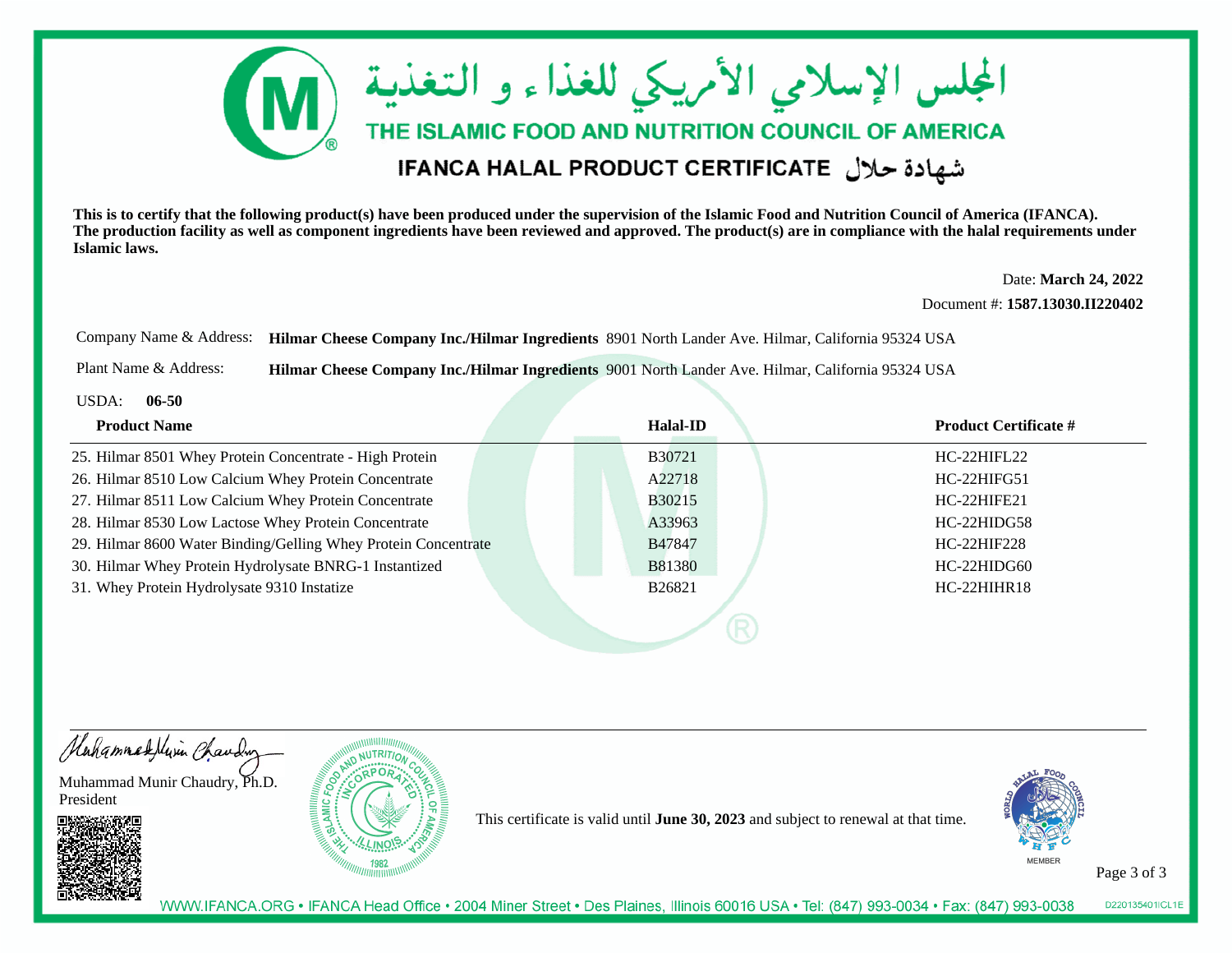# المجلس الإسلامي الأمريكي للغذاء و التغذية

## THE ISLAMIC FOOD AND NUTRITION COUNCIL OF AMERICA

## IFANCA HALAL PRODUCT CERTIFICATE شهادة حلال

**This is to certify that the following product(s) have been produced under the supervision of the Islamic Food and Nutrition Council of America (IFANCA). The production facility as well as component ingredients have been reviewed and approved. The product(s) are in compliance with the halal requirements under Islamic laws.**

Date: **March 24, 2022**

Document #: **1587.13030.II220402**

Company Name & Address: **Hilmar Cheese Company Inc./Hilmar Ingredients** 8901 North Lander Ave. Hilmar, California 95324 USA

Plant Name & Address: **Hilmar Cheese Company Inc./Hilmar Ingredients** 9001 North Lander Ave. Hilmar, California 95324 USA

USDA: **06-50**

| Product Name | Halal-ID | Product Certificate # |
|---|---|---|
| 25. Hilmar 8501 Whey Protein Concentrate - High Protein | B30721 | HC-22HIFL22 |
| 26. Hilmar 8510 Low Calcium Whey Protein Concentrate | A22718 | HC-22HIFG51 |
| 27. Hilmar 8511 Low Calcium Whey Protein Concentrate | B30215 | HC-22HIFE21 |
| 28. Hilmar 8530 Low Lactose Whey Protein Concentrate | A33963 | HC-22HIDG58 |
| 29. Hilmar 8600 Water Binding/Gelling Whey Protein Concentrate | B47847 | HC-22HIF228 |
| 30. Hilmar Whey Protein Hydrolysate BNRG-1 Instantized | B81380 | HC-22HIDG60 |
| 31. Whey Protein Hydrolysate 9310 Instatize | B26821 | HC-22HIHR18 |

Muhammad Munir Chaudry, Ph.D.
President

THE ISLAMIC FOOD AND NUTRITION COUNCIL OF AMERICA INCORPORATED ILLINOIS 1982

This certificate is valid until **June 30, 2023** and subject to renewal at that time.

WORLD HALAL FOOD COUNCIL WHFC MEMBER

WWW.IFANCA.ORG • IFANCA Head Office • 2004 Miner Street • Des Plaines, Illinois 60016 USA • Tel: (847) 993-0034 • Fax: (847) 993-0038

D220135401ICL1E